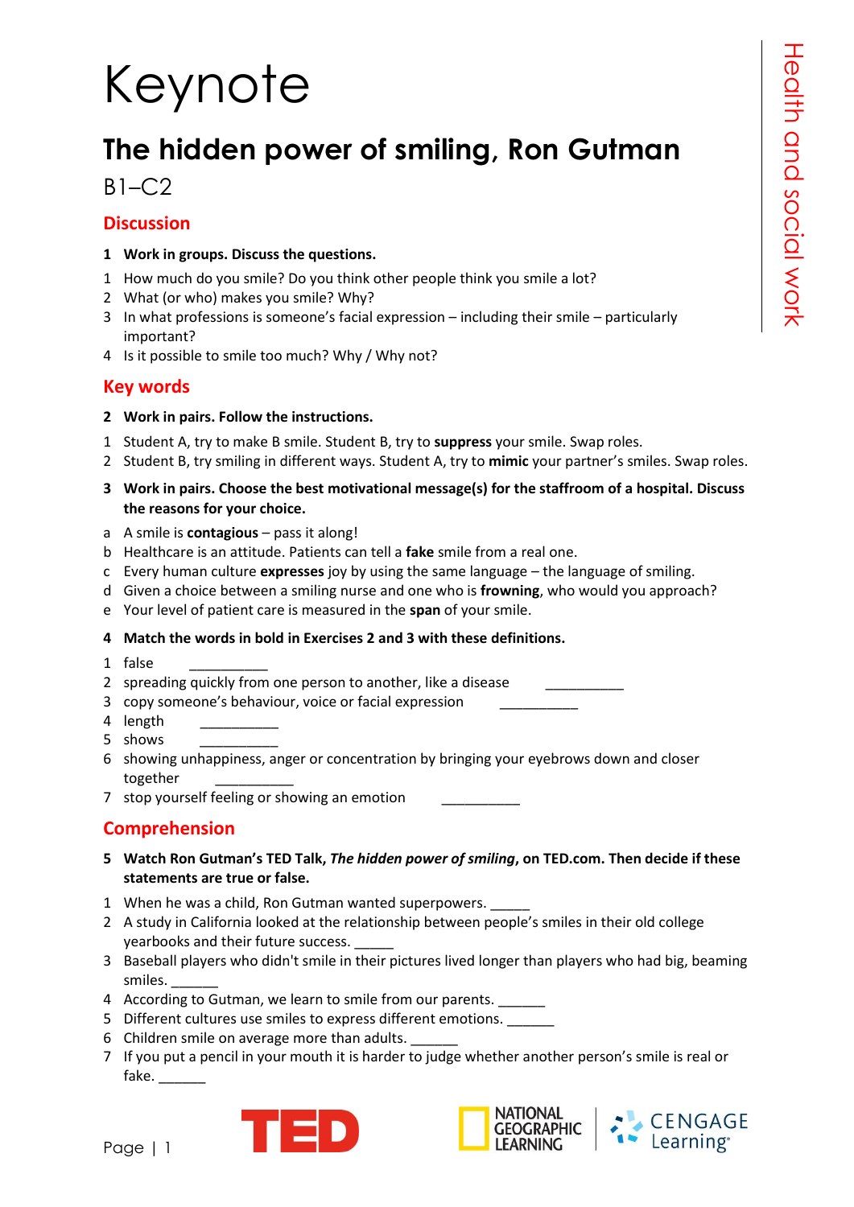# Keynote

## The hidden power of smiling, Ron Gutman

B1–C2

Health and social work

### Discussion

**1 Work in groups. Discuss the questions.**

1. How much do you smile? Do you think other people think you smile a lot?
2. What (or who) makes you smile? Why?
3. In what professions is someone's facial expression – including their smile – particularly important?
4. Is it possible to smile too much? Why / Why not?

### Key words

**2 Work in pairs. Follow the instructions.**

1. Student A, try to make B smile. Student B, try to **suppress** your smile. Swap roles.
2. Student B, try smiling in different ways. Student A, try to **mimic** your partner's smiles. Swap roles.

**3 Work in pairs. Choose the best motivational message(s) for the staffroom of a hospital. Discuss the reasons for your choice.**

a. A smile is **contagious** – pass it along!
b. Healthcare is an attitude. Patients can tell a **fake** smile from a real one.
c. Every human culture **expresses** joy by using the same language – the language of smiling.
d. Given a choice between a smiling nurse and one who is **frowning**, who would you approach?
e. Your level of patient care is measured in the **span** of your smile.

**4 Match the words in bold in Exercises 2 and 3 with these definitions.**

1. false __________
2. spreading quickly from one person to another, like a disease __________
3. copy someone's behaviour, voice or facial expression __________
4. length __________
5. shows __________
6. showing unhappiness, anger or concentration by bringing your eyebrows down and closer together __________
7. stop yourself feeling or showing an emotion __________

### Comprehension

**5 Watch Ron Gutman's TED Talk, *The hidden power of smiling*, on TED.com. Then decide if these statements are true or false.**

1. When he was a child, Ron Gutman wanted superpowers. _____
2. A study in California looked at the relationship between people's smiles in their old college yearbooks and their future success. _____
3. Baseball players who didn't smile in their pictures lived longer than players who had big, beaming smiles. ______
4. According to Gutman, we learn to smile from our parents. ______
5. Different cultures use smiles to express different emotions. ______
6. Children smile on average more than adults. ______
7. If you put a pencil in your mouth it is harder to judge whether another person's smile is real or fake. ______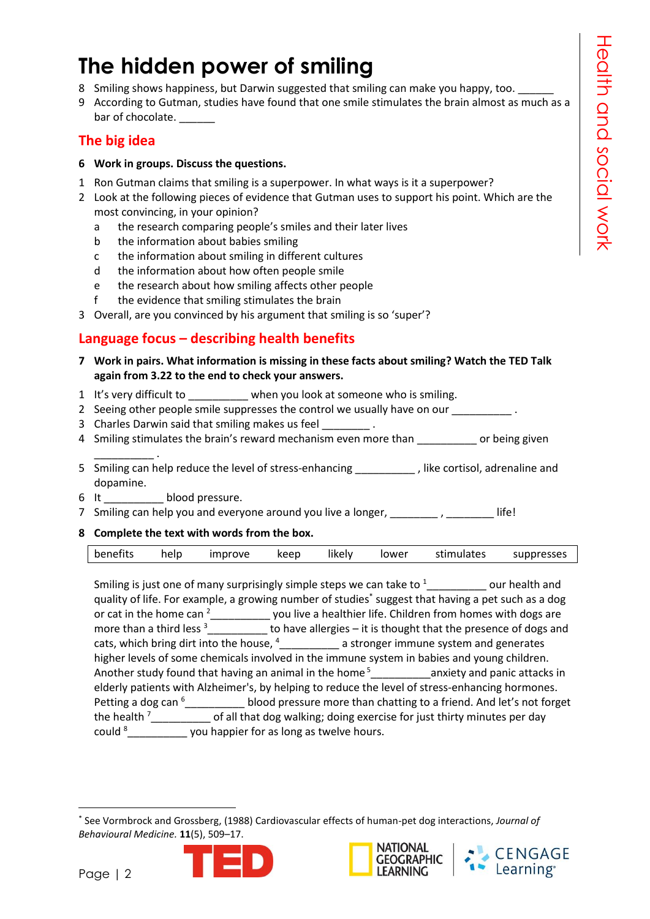# The hidden power of smiling

8 Smiling shows happiness, but Darwin suggested that smiling can make you happy, too. ______

9 According to Gutman, studies have found that one smile stimulates the brain almost as much as a bar of chocolate. ______

## The big idea

**6 Work in groups. Discuss the questions.**

1 Ron Gutman claims that smiling is a superpower. In what ways is it a superpower?

2 Look at the following pieces of evidence that Gutman uses to support his point. Which are the most convincing, in your opinion?

   a the research comparing people's smiles and their later lives
   b the information about babies smiling
   c the information about smiling in different cultures
   d the information about how often people smile
   e the research about how smiling affects other people
   f the evidence that smiling stimulates the brain

3 Overall, are you convinced by his argument that smiling is so 'super'?

## Language focus – describing health benefits

**7 Work in pairs. What information is missing in these facts about smiling? Watch the TED Talk again from 3.22 to the end to check your answers.**

1 It's very difficult to __________ when you look at someone who is smiling.

2 Seeing other people smile suppresses the control we usually have on our __________ .

3 Charles Darwin said that smiling makes us feel ________ .

4 Smiling stimulates the brain's reward mechanism even more than __________ or being given __________ .

5 Smiling can help reduce the level of stress-enhancing __________ , like cortisol, adrenaline and dopamine.

6 It __________ blood pressure.

7 Smiling can help you and everyone around you live a longer, ________ , ________ life!

**8 Complete the text with words from the box.**

| benefits | help | improve | keep | likely | lower | stimulates | suppresses |
|---|---|---|---|---|---|---|---|

Smiling is just one of many surprisingly simple steps we can take to [1]__________ our health and quality of life. For example, a growing number of studies* suggest that having a pet such as a dog or cat in the home can [2]__________ you live a healthier life. Children from homes with dogs are more than a third less [3]__________ to have allergies – it is thought that the presence of dogs and cats, which bring dirt into the house, [4]__________ a stronger immune system and generates higher levels of some chemicals involved in the immune system in babies and young children. Another study found that having an animal in the home [5]__________anxiety and panic attacks in elderly patients with Alzheimer's, by helping to reduce the level of stress-enhancing hormones. Petting a dog can [6]__________ blood pressure more than chatting to a friend. And let's not forget the health [7]__________ of all that dog walking; doing exercise for just thirty minutes per day could [8]__________ you happier for as long as twelve hours.

* See Vormbrock and Grossberg, (1988) Cardiovascular effects of human-pet dog interactions, *Journal of Behavioural Medicine.* **11**(5), 509–17.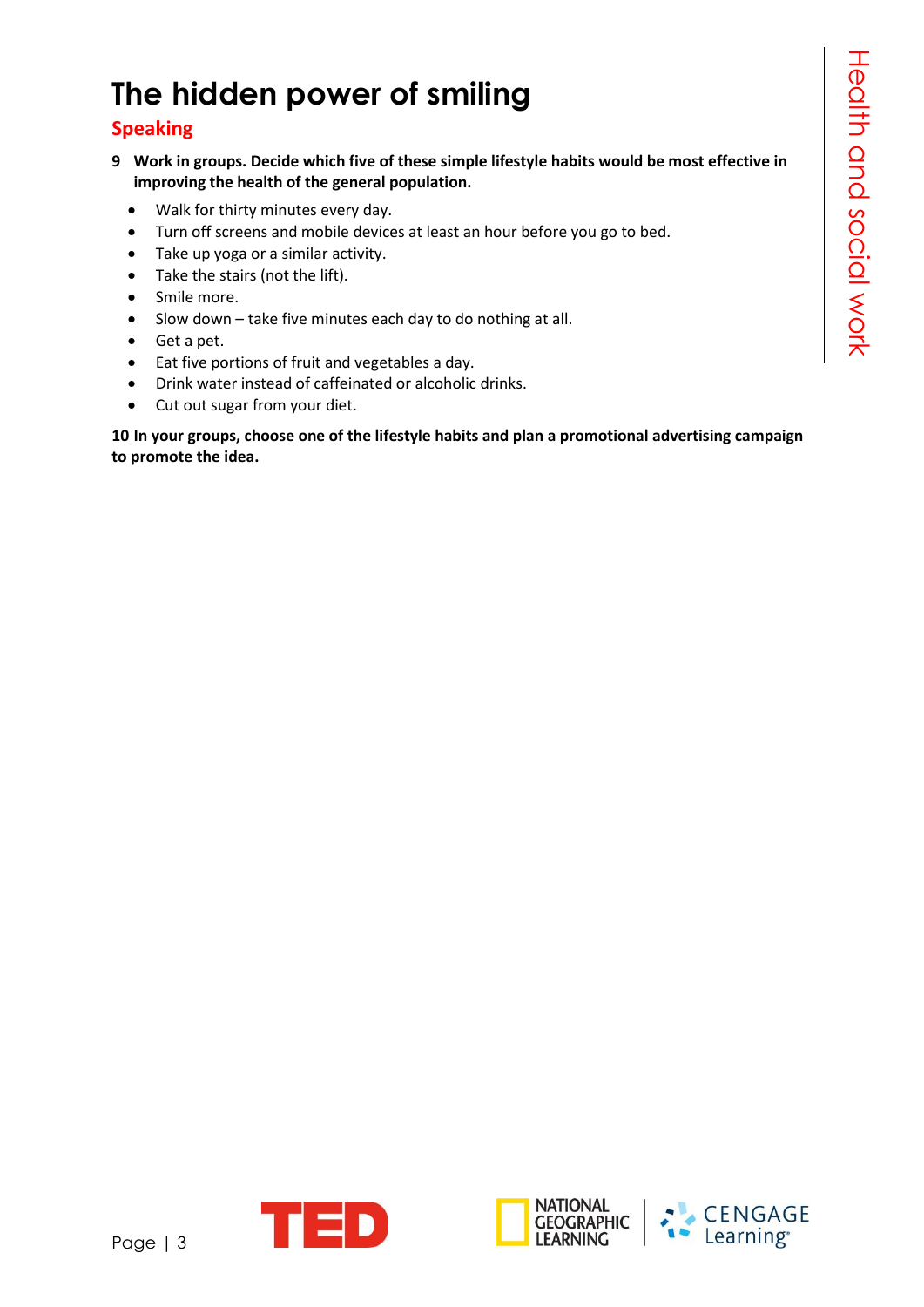# The hidden power of smiling

## Speaking

**9 Work in groups. Decide which five of these simple lifestyle habits would be most effective in improving the health of the general population.**

- Walk for thirty minutes every day.
- Turn off screens and mobile devices at least an hour before you go to bed.
- Take up yoga or a similar activity.
- Take the stairs (not the lift).
- Smile more.
- Slow down – take five minutes each day to do nothing at all.
- Get a pet.
- Eat five portions of fruit and vegetables a day.
- Drink water instead of caffeinated or alcoholic drinks.
- Cut out sugar from your diet.

**10 In your groups, choose one of the lifestyle habits and plan a promotional advertising campaign to promote the idea.**